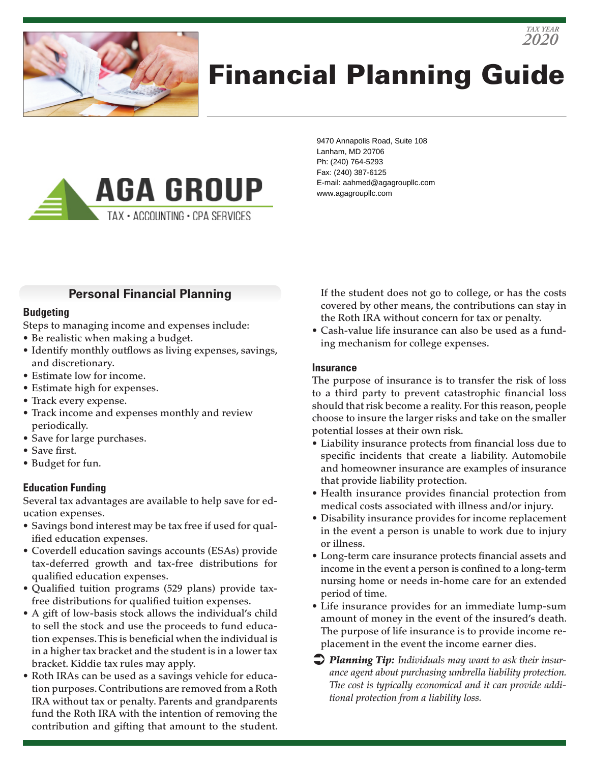TAX YEAR
2020

# Financial Planning Guide

AGA GROUP
TAX • ACCOUNTING • CPA SERVICES

9470 Annapolis Road, Suite 108
Lanham, MD 20706
Ph: (240) 764-5293
Fax: (240) 387-6125
E-mail: aahmed@agagroupllc.com
www.agagroupllc.com

## Personal Financial Planning

### Budgeting

Steps to managing income and expenses include:

- Be realistic when making a budget.
- Identify monthly outflows as living expenses, savings, and discretionary.
- Estimate low for income.
- Estimate high for expenses.
- Track every expense.
- Track income and expenses monthly and review periodically.
- Save for large purchases.
- Save first.
- Budget for fun.

### Education Funding

Several tax advantages are available to help save for education expenses.

- Savings bond interest may be tax free if used for qualified education expenses.
- Coverdell education savings accounts (ESAs) provide tax-deferred growth and tax-free distributions for qualified education expenses.
- Qualified tuition programs (529 plans) provide tax-free distributions for qualified tuition expenses.
- A gift of low-basis stock allows the individual's child to sell the stock and use the proceeds to fund education expenses. This is beneficial when the individual is in a higher tax bracket and the student is in a lower tax bracket. Kiddie tax rules may apply.
- Roth IRAs can be used as a savings vehicle for education purposes. Contributions are removed from a Roth IRA without tax or penalty. Parents and grandparents fund the Roth IRA with the intention of removing the contribution and gifting that amount to the student. If the student does not go to college, or has the costs covered by other means, the contributions can stay in the Roth IRA without concern for tax or penalty.
- Cash-value life insurance can also be used as a funding mechanism for college expenses.

### Insurance

The purpose of insurance is to transfer the risk of loss to a third party to prevent catastrophic financial loss should that risk become a reality. For this reason, people choose to insure the larger risks and take on the smaller potential losses at their own risk.

- Liability insurance protects from financial loss due to specific incidents that create a liability. Automobile and homeowner insurance are examples of insurance that provide liability protection.
- Health insurance provides financial protection from medical costs associated with illness and/or injury.
- Disability insurance provides for income replacement in the event a person is unable to work due to injury or illness.
- Long-term care insurance protects financial assets and income in the event a person is confined to a long-term nursing home or needs in-home care for an extended period of time.
- Life insurance provides for an immediate lump-sum amount of money in the event of the insured's death. The purpose of life insurance is to provide income replacement in the event the income earner dies.

➲ ***Planning Tip:*** *Individuals may want to ask their insurance agent about purchasing umbrella liability protection. The cost is typically economical and it can provide additional protection from a liability loss.*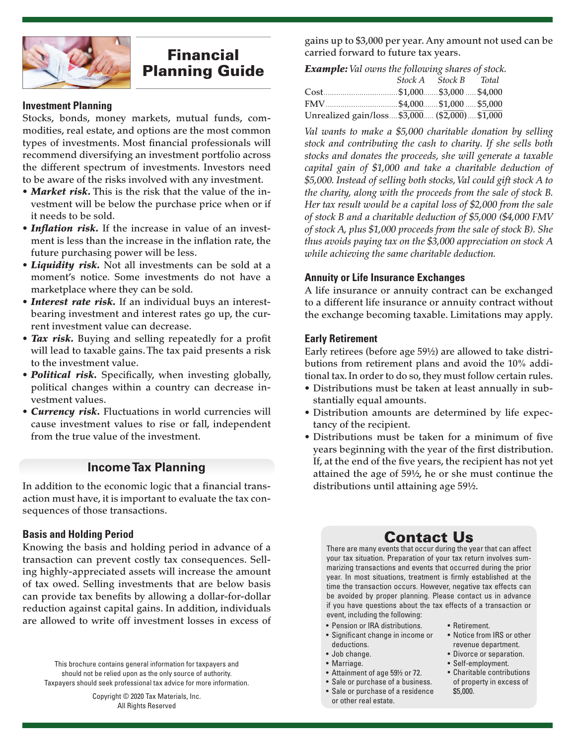# Financial Planning Guide

## Investment Planning

Stocks, bonds, money markets, mutual funds, commodities, real estate, and options are the most common types of investments. Most financial professionals will recommend diversifying an investment portfolio across the different spectrum of investments. Investors need to be aware of the risks involved with any investment.

- ***Market risk.*** This is the risk that the value of the investment will be below the purchase price when or if it needs to be sold.
- ***Inflation risk.*** If the increase in value of an investment is less than the increase in the inflation rate, the future purchasing power will be less.
- ***Liquidity risk.*** Not all investments can be sold at a moment's notice. Some investments do not have a marketplace where they can be sold.
- ***Interest rate risk.*** If an individual buys an interest-bearing investment and interest rates go up, the current investment value can decrease.
- ***Tax risk.*** Buying and selling repeatedly for a profit will lead to taxable gains. The tax paid presents a risk to the investment value.
- ***Political risk.*** Specifically, when investing globally, political changes within a country can decrease investment values.
- ***Currency risk.*** Fluctuations in world currencies will cause investment values to rise or fall, independent from the true value of the investment.

## Income Tax Planning

In addition to the economic logic that a financial transaction must have, it is important to evaluate the tax consequences of those transactions.

### Basis and Holding Period

Knowing the basis and holding period in advance of a transaction can prevent costly tax consequences. Selling highly-appreciated assets will increase the amount of tax owed. Selling investments that are below basis can provide tax benefits by allowing a dollar-for-dollar reduction against capital gains. In addition, individuals are allowed to write off investment losses in excess of gains up to $3,000 per year. Any amount not used can be carried forward to future tax years.

***Example:*** *Val owns the following shares of stock.*

| | *Stock A* | *Stock B* | *Total* |
|---|---|---|---|
| Cost | $1,000 | $3,000 | $4,000 |
| FMV | $4,000 | $1,000 | $5,000 |
| Unrealized gain/loss | $3,000 | ($2,000) | $1,000 |

*Val wants to make a $5,000 charitable donation by selling stock and contributing the cash to charity. If she sells both stocks and donates the proceeds, she will generate a taxable capital gain of $1,000 and take a charitable deduction of $5,000. Instead of selling both stocks, Val could gift stock A to the charity, along with the proceeds from the sale of stock B. Her tax result would be a capital loss of $2,000 from the sale of stock B and a charitable deduction of $5,000 ($4,000 FMV of stock A, plus $1,000 proceeds from the sale of stock B). She thus avoids paying tax on the $3,000 appreciation on stock A while achieving the same charitable deduction.*

### Annuity or Life Insurance Exchanges

A life insurance or annuity contract can be exchanged to a different life insurance or annuity contract without the exchange becoming taxable. Limitations may apply.

### Early Retirement

Early retirees (before age 59½) are allowed to take distributions from retirement plans and avoid the 10% additional tax. In order to do so, they must follow certain rules.

- Distributions must be taken at least annually in substantially equal amounts.
- Distribution amounts are determined by life expectancy of the recipient.
- Distributions must be taken for a minimum of five years beginning with the year of the first distribution. If, at the end of the five years, the recipient has not yet attained the age of 59½, he or she must continue the distributions until attaining age 59½.

## Contact Us

There are many events that occur during the year that can affect your tax situation. Preparation of your tax return involves summarizing transactions and events that occurred during the prior year. In most situations, treatment is firmly established at the time the transaction occurs. However, negative tax effects can be avoided by proper planning. Please contact us in advance if you have questions about the tax effects of a transaction or event, including the following:

- Pension or IRA distributions.
- Significant change in income or deductions.
- Job change.
- Marriage.
- Attainment of age 59½ or 72.
- Sale or purchase of a business.
- Sale or purchase of a residence or other real estate.
- Retirement.
- Notice from IRS or other revenue department.
- Divorce or separation.
- Self-employment.
- Charitable contributions of property in excess of $5,000.

This brochure contains general information for taxpayers and should not be relied upon as the only source of authority. Taxpayers should seek professional tax advice for more information.

Copyright © 2020 Tax Materials, Inc. All Rights Reserved